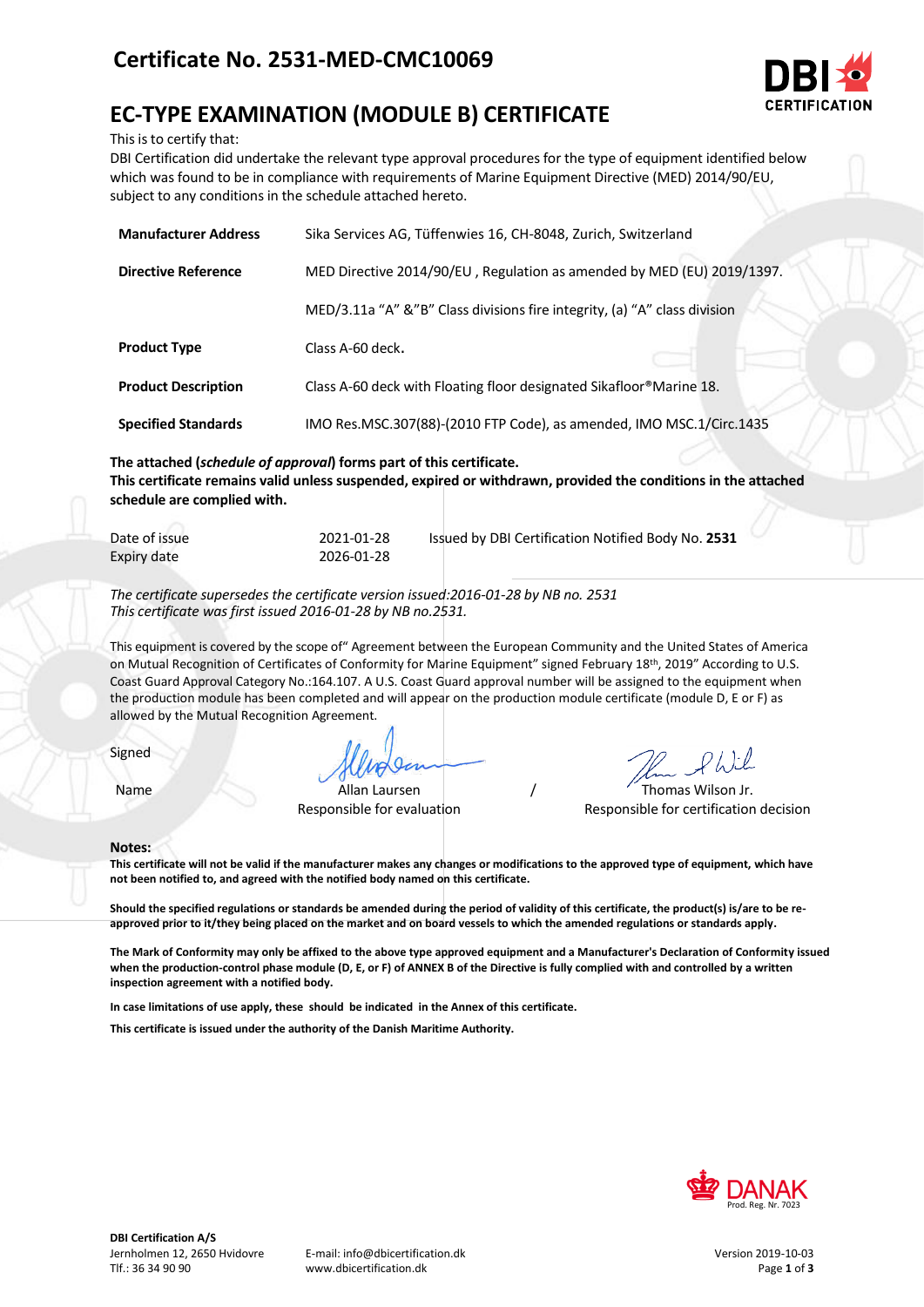# Certificate No. 2531-MED-CMC10069

## EC-TYPE EXAMINATION (MODULE B) CERTIFICATE

This is to certify that:

DBI Certification did undertake the relevant type approval procedures for the type of equipment identified below which was found to be in compliance with requirements of Marine Equipment Directive (MED) 2014/90/EU, subject to any conditions in the schedule attached hereto.

| | |
|---|---|
| **Manufacturer Address** | Sika Services AG, Tüffenwies 16, CH-8048, Zurich, Switzerland |
| **Directive Reference** | MED Directive 2014/90/EU , Regulation as amended by MED (EU) 2019/1397. |
| | MED/3.11a "A" &"B" Class divisions fire integrity, (a) "A" class division |
| **Product Type** | Class A-60 deck. |
| **Product Description** | Class A-60 deck with Floating floor designated Sikafloor®Marine 18. |
| **Specified Standards** | IMO Res.MSC.307(88)-(2010 FTP Code), as amended, IMO MSC.1/Circ.1435 |

**The attached (*schedule of approval*) forms part of this certificate.**
**This certificate remains valid unless suspended, expired or withdrawn, provided the conditions in the attached schedule are complied with.**

| | | |
|---|---|---|
| Date of issue | 2021-01-28 | Issued by DBI Certification Notified Body No. **2531** |
| Expiry date | 2026-01-28 | |

*The certificate supersedes the certificate version issued:2016-01-28 by NB no. 2531*
*This certificate was first issued 2016-01-28 by NB no.2531.*

This equipment is covered by the scope of" Agreement between the European Community and the United States of America on Mutual Recognition of Certificates of Conformity for Marine Equipment" signed February 18th, 2019" According to U.S. Coast Guard Approval Category No.:164.107. A U.S. Coast Guard approval number will be assigned to the equipment when the production module has been completed and will appear on the production module certificate (module D, E or F) as allowed by the Mutual Recognition Agreement.

Signed

Name — Allan Laursen, Responsible for evaluation / Thomas Wilson Jr., Responsible for certification decision

**Notes:**

**This certificate will not be valid if the manufacturer makes any changes or modifications to the approved type of equipment, which have not been notified to, and agreed with the notified body named on this certificate.**

**Should the specified regulations or standards be amended during the period of validity of this certificate, the product(s) is/are to be re-approved prior to it/they being placed on the market and on board vessels to which the amended regulations or standards apply.**

**The Mark of Conformity may only be affixed to the above type approved equipment and a Manufacturer's Declaration of Conformity issued when the production-control phase module (D, E, or F) of ANNEX B of the Directive is fully complied with and controlled by a written inspection agreement with a notified body.**

**In case limitations of use apply, these should be indicated in the Annex of this certificate.**

**This certificate is issued under the authority of the Danish Maritime Authority.**

DANAK Prod. Reg. Nr. 7023

**DBI Certification A/S**
Jernholmen 12, 2650 Hvidovre
Tlf.: 36 34 90 90

E-mail: info@dbicertification.dk
www.dbicertification.dk

Version 2019-10-03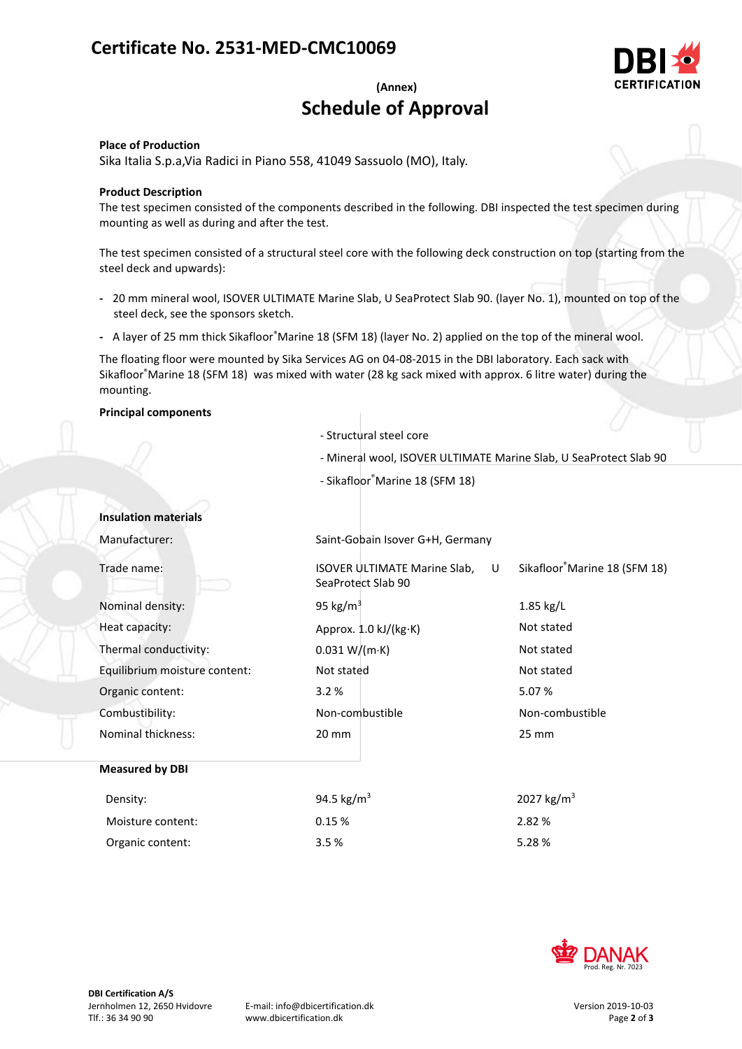# Certificate No. 2531-MED-CMC10069

**(Annex)**

## Schedule of Approval

**Place of Production**

Sika Italia S.p.a,Via Radici in Piano 558, 41049 Sassuolo (MO), Italy.

**Product Description**

The test specimen consisted of the components described in the following. DBI inspected the test specimen during mounting as well as during and after the test.

The test specimen consisted of a structural steel core with the following deck construction on top (starting from the steel deck and upwards):

- 20 mm mineral wool, ISOVER ULTIMATE Marine Slab, U SeaProtect Slab 90. (layer No. 1), mounted on top of the steel deck, see the sponsors sketch.
- A layer of 25 mm thick Sikafloor®Marine 18 (SFM 18) (layer No. 2) applied on the top of the mineral wool.

The floating floor were mounted by Sika Services AG on 04-08-2015 in the DBI laboratory. Each sack with Sikafloor®Marine 18 (SFM 18) was mixed with water (28 kg sack mixed with approx. 6 litre water) during the mounting.

**Principal components**

- Structural steel core
- Mineral wool, ISOVER ULTIMATE Marine Slab, U SeaProtect Slab 90
- Sikafloor®Marine 18 (SFM 18)

**Insulation materials**

| | | |
|---|---|---|
| Manufacturer: | Saint-Gobain Isover G+H, Germany | |
| Trade name: | ISOVER ULTIMATE Marine Slab, U SeaProtect Slab 90 | Sikafloor®Marine 18 (SFM 18) |
| Nominal density: | 95 kg/m³ | 1.85 kg/L |
| Heat capacity: | Approx. 1.0 kJ/(kg·K) | Not stated |
| Thermal conductivity: | 0.031 W/(m·K) | Not stated |
| Equilibrium moisture content: | Not stated | Not stated |
| Organic content: | 3.2 % | 5.07 % |
| Combustibility: | Non-combustible | Non-combustible |
| Nominal thickness: | 20 mm | 25 mm |

**Measured by DBI**

| | | |
|---|---|---|
| Density: | 94.5 kg/m³ | 2027 kg/m³ |
| Moisture content: | 0.15 % | 2.82 % |
| Organic content: | 3.5 % | 5.28 % |

DBI Certification A/S
Jernholmen 12, 2650 Hvidovre
Tlf.: 36 34 90 90

E-mail: info@dbicertification.dk
www.dbicertification.dk

Version 2019-10-03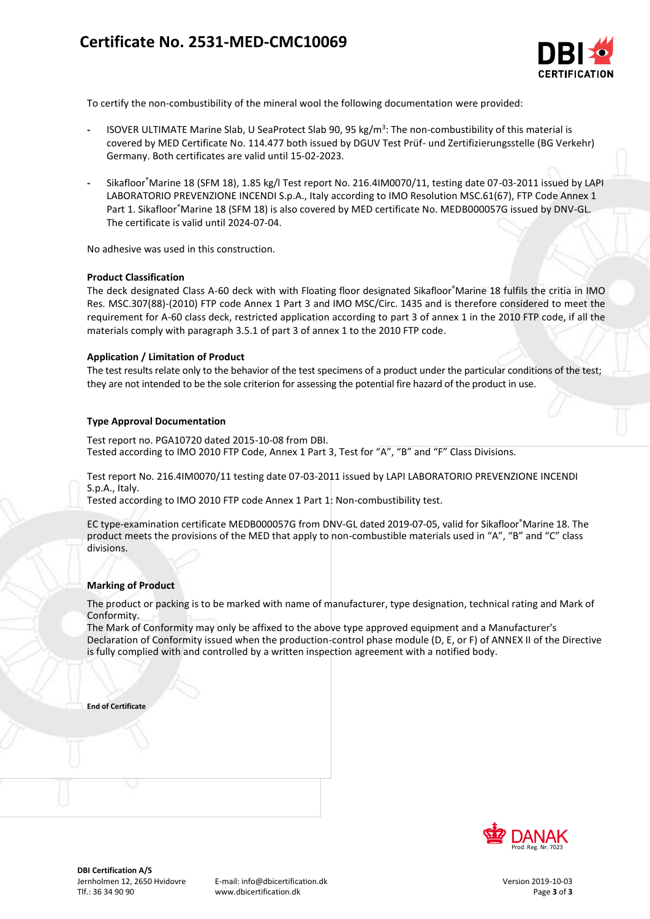To certify the non-combustibility of the mineral wool the following documentation were provided:

- ISOVER ULTIMATE Marine Slab, U SeaProtect Slab 90, 95 kg/m$^3$: The non-combustibility of this material is covered by MED Certificate No. 114.477 both issued by DGUV Test Prüf- und Zertifizierungsstelle (BG Verkehr) Germany. Both certificates are valid until 15-02-2023.

- Sikafloor®Marine 18 (SFM 18), 1.85 kg/l Test report No. 216.4IM0070/11, testing date 07-03-2011 issued by LAPI LABORATORIO PREVENZIONE INCENDI S.p.A., Italy according to IMO Resolution MSC.61(67), FTP Code Annex 1 Part 1. Sikafloor®Marine 18 (SFM 18) is also covered by MED certificate No. MEDB000057G issued by DNV-GL. The certificate is valid until 2024-07-04.

No adhesive was used in this construction.

**Product Classification**

The deck designated Class A-60 deck with with Floating floor designated Sikafloor®Marine 18 fulfils the critia in IMO Res. MSC.307(88)-(2010) FTP code Annex 1 Part 3 and IMO MSC/Circ. 1435 and is therefore considered to meet the requirement for A-60 class deck, restricted application according to part 3 of annex 1 in the 2010 FTP code, if all the materials comply with paragraph 3.5.1 of part 3 of annex 1 to the 2010 FTP code.

**Application / Limitation of Product**

The test results relate only to the behavior of the test specimens of a product under the particular conditions of the test; they are not intended to be the sole criterion for assessing the potential fire hazard of the product in use.

**Type Approval Documentation**

Test report no. PGA10720 dated 2015-10-08 from DBI.
Tested according to IMO 2010 FTP Code, Annex 1 Part 3, Test for "A", "B" and "F" Class Divisions.

Test report No. 216.4IM0070/11 testing date 07-03-2011 issued by LAPI LABORATORIO PREVENZIONE INCENDI S.p.A., Italy.
Tested according to IMO 2010 FTP code Annex 1 Part 1: Non-combustibility test.

EC type-examination certificate MEDB000057G from DNV-GL dated 2019-07-05, valid for Sikafloor®Marine 18. The product meets the provisions of the MED that apply to non-combustible materials used in "A", "B" and "C" class divisions.

**Marking of Product**

The product or packing is to be marked with name of manufacturer, type designation, technical rating and Mark of Conformity.
The Mark of Conformity may only be affixed to the above type approved equipment and a Manufacturer's Declaration of Conformity issued when the production-control phase module (D, E, or F) of ANNEX II of the Directive is fully complied with and controlled by a written inspection agreement with a notified body.

**End of Certificate**